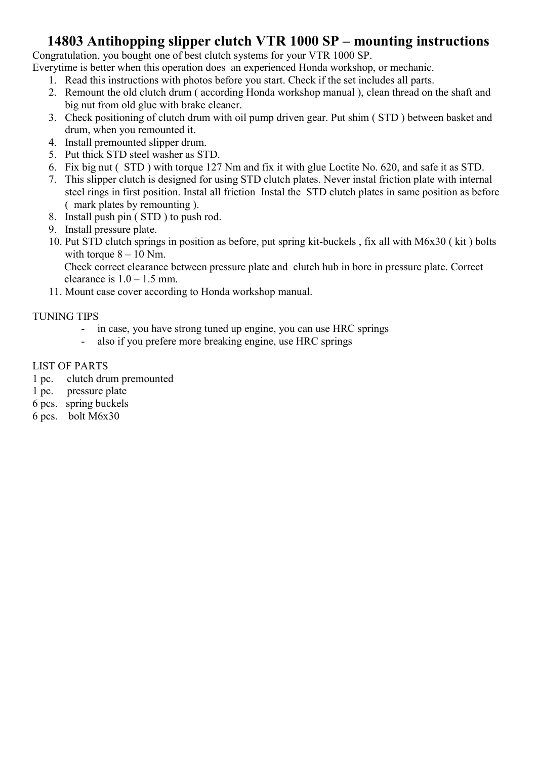# 14803 Antihopping slipper clutch VTR 1000 SP – mounting instructions

Congratulation, you bought one of best clutch systems for your VTR 1000 SP.
Everytime is better when this operation does an experienced Honda workshop, or mechanic.

1. Read this instructions with photos before you start. Check if the set includes all parts.
2. Remount the old clutch drum ( according Honda workshop manual ), clean thread on the shaft and big nut from old glue with brake cleaner.
3. Check positioning of clutch drum with oil pump driven gear. Put shim ( STD ) between basket and drum, when you remounted it.
4. Install premounted slipper drum.
5. Put thick STD steel washer as STD.
6. Fix big nut ( STD ) with torque 127 Nm and fix it with glue Loctite No. 620, and safe it as STD.
7. This slipper clutch is designed for using STD clutch plates. Never instal friction plate with internal steel rings in first position. Instal all friction Instal the STD clutch plates in same position as before ( mark plates by remounting ).
8. Install push pin ( STD ) to push rod.
9. Install pressure plate.
10. Put STD clutch springs in position as before, put spring kit-buckels , fix all with M6x30 ( kit ) bolts with torque 8 – 10 Nm.
    Check correct clearance between pressure plate and clutch hub in bore in pressure plate. Correct clearance is 1.0 – 1.5 mm.
11. Mount case cover according to Honda workshop manual.

TUNING TIPS

- in case, you have strong tuned up engine, you can use HRC springs
- also if you prefere more breaking engine, use HRC springs

LIST OF PARTS

1 pc. clutch drum premounted
1 pc. pressure plate
6 pcs. spring buckels
6 pcs. bolt M6x30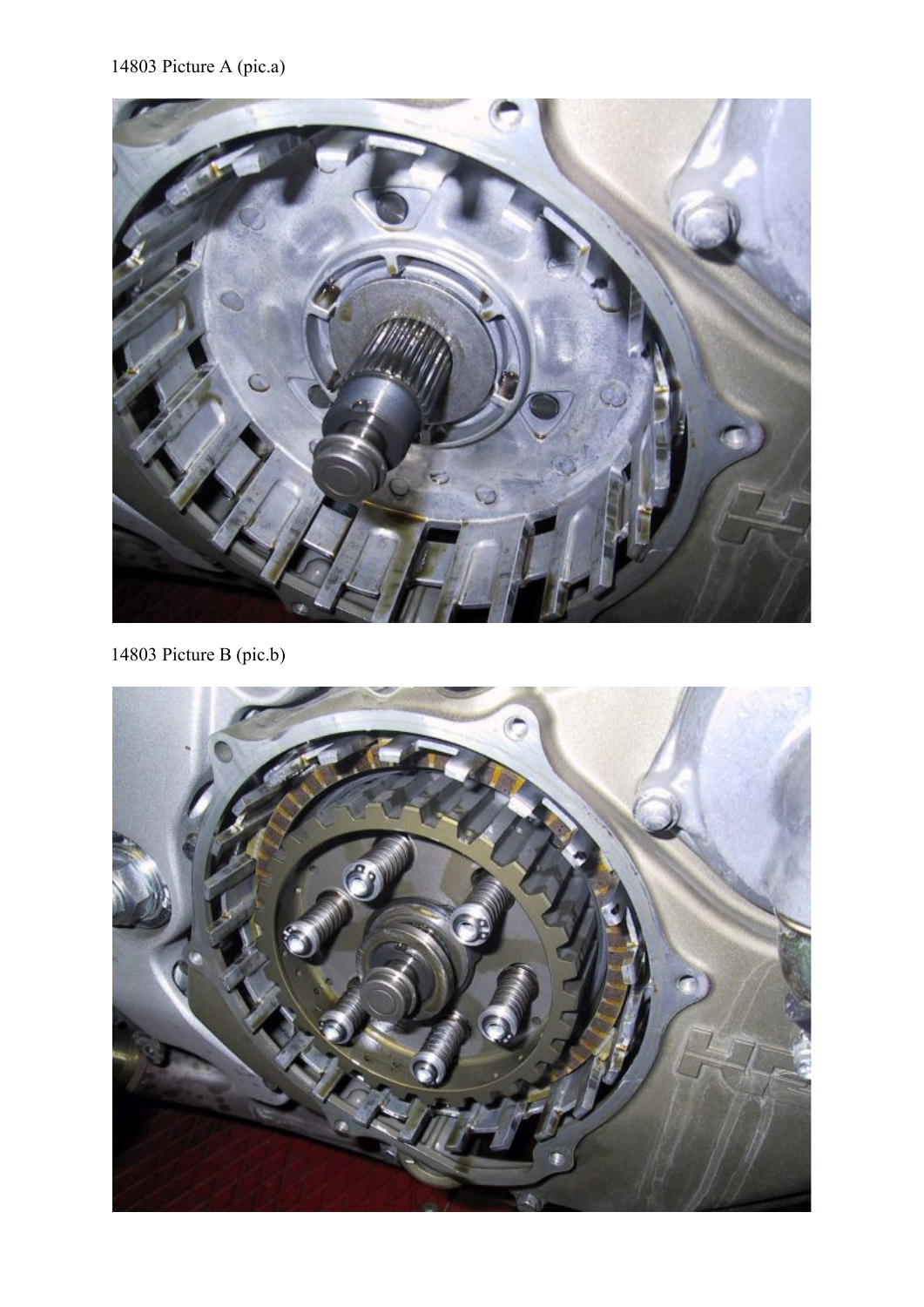14803 Picture A (pic.a)

14803 Picture B (pic.b)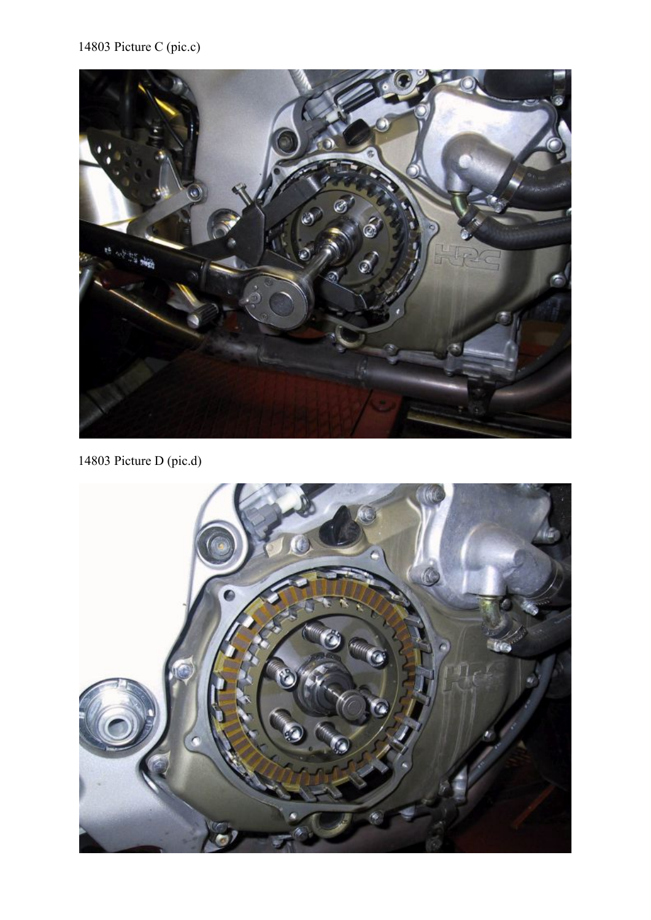14803 Picture C (pic.c)

14803 Picture D (pic.d)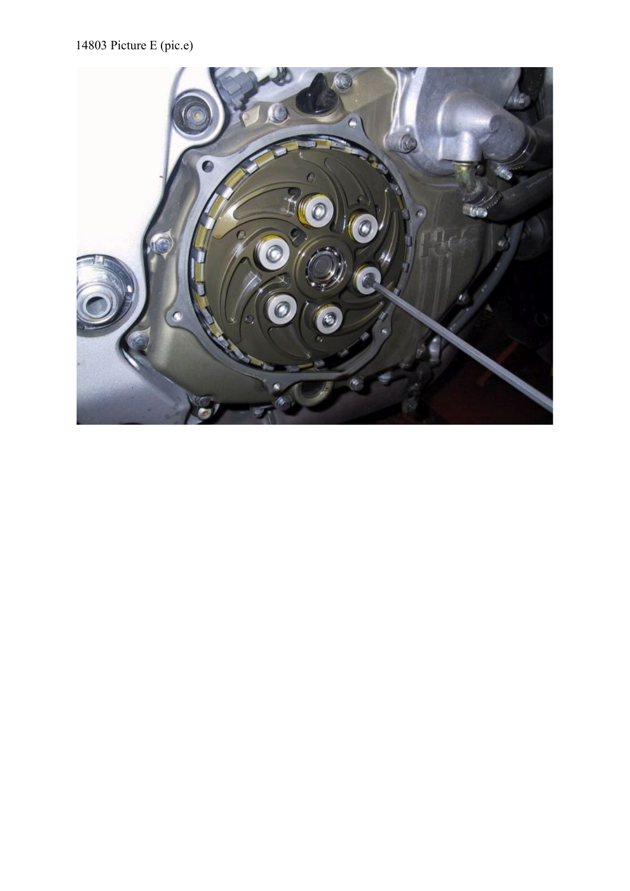14803 Picture E (pic.e)